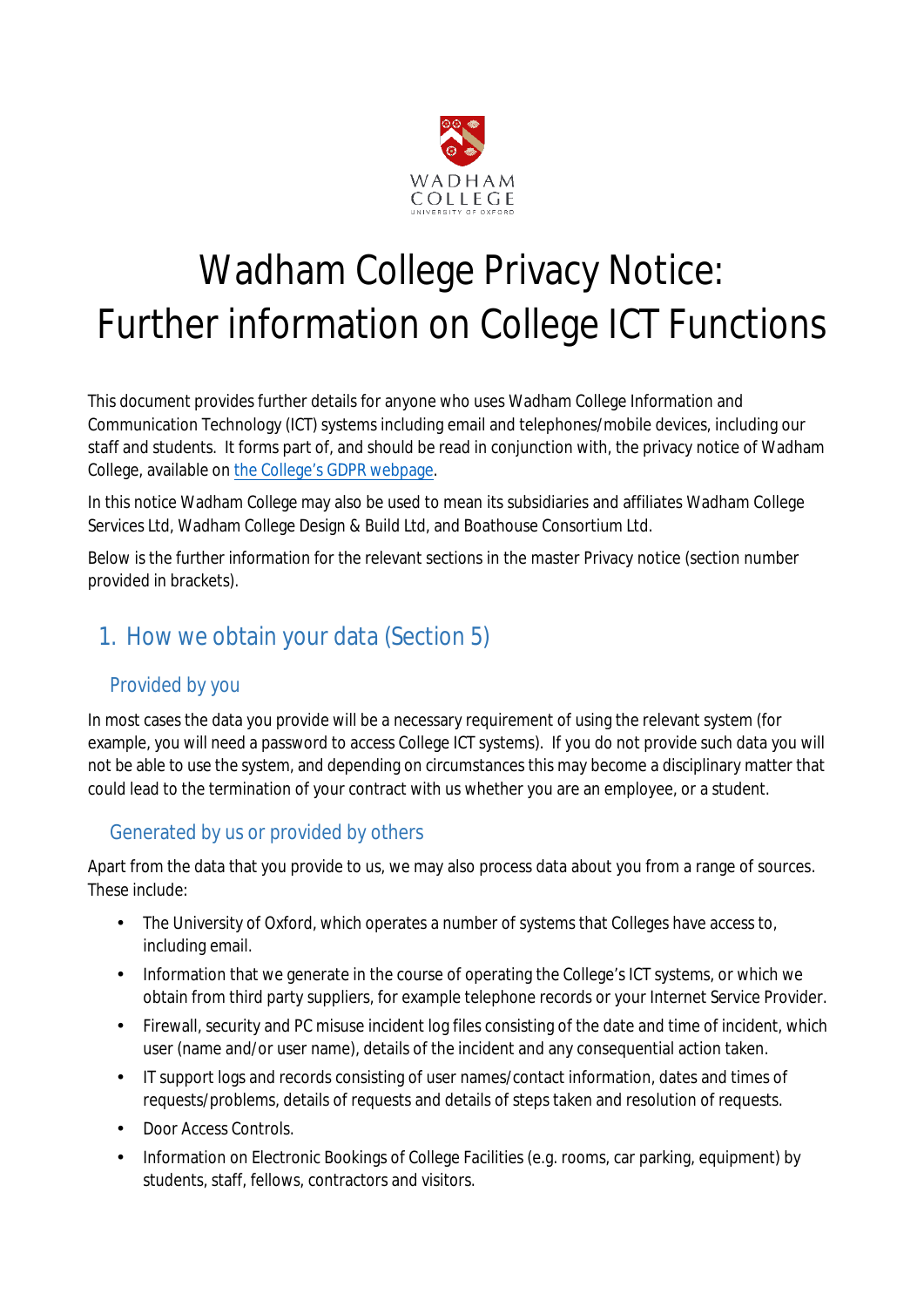# Wadham College Privacy Notice: Further information on College ICT Functions

This document provides further details for anyone who uses Wadham College Information and Communication Technology (ICT) systems including email and telephones/mobile devices, including our staff and students. It forms part of, and should be read in conjunction with, the privacy notice of Wadham College, available on the College's GDPR webpage.

In this notice Wadham College may also be used to mean its subsidiaries and affiliates Wadham College Services Ltd, Wadham College Design & Build Ltd, and Boathouse Consortium Ltd.

Below is the further information for the relevant sections in the master Privacy notice (section number provided in brackets).

## 1. How we obtain your data (Section 5)

### Provided by you

In most cases the data you provide will be a necessary requirement of using the relevant system (for example, you will need a password to access College ICT systems). If you do not provide such data you will not be able to use the system, and depending on circumstances this may become a disciplinary matter that could lead to the termination of your contract with us whether you are an employee, or a student.

### Generated by us or provided by others

Apart from the data that you provide to us, we may also process data about you from a range of sources. These include:

- The University of Oxford, which operates a number of systems that Colleges have access to, including email.
- Information that we generate in the course of operating the College's ICT systems, or which we obtain from third party suppliers, for example telephone records or your Internet Service Provider.
- Firewall, security and PC misuse incident log files consisting of the date and time of incident, which user (name and/or user name), details of the incident and any consequential action taken.
- IT support logs and records consisting of user names/contact information, dates and times of requests/problems, details of requests and details of steps taken and resolution of requests.
- Door Access Controls.
- Information on Electronic Bookings of College Facilities (e.g. rooms, car parking, equipment) by students, staff, fellows, contractors and visitors.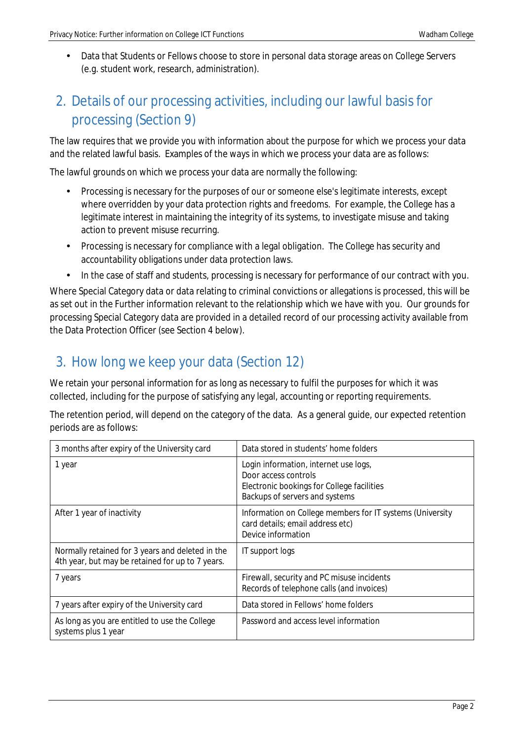- Data that Students or Fellows choose to store in personal data storage areas on College Servers (e.g. student work, research, administration).

## 2. Details of our processing activities, including our lawful basis for processing (Section 9)

The law requires that we provide you with information about the purpose for which we process your data and the related lawful basis. Examples of the ways in which we process your data are as follows:

The lawful grounds on which we process your data are normally the following:

- Processing is necessary for the purposes of our or someone else's legitimate interests, except where overridden by your data protection rights and freedoms. For example, the College has a legitimate interest in maintaining the integrity of its systems, to investigate misuse and taking action to prevent misuse recurring.
- Processing is necessary for compliance with a legal obligation. The College has security and accountability obligations under data protection laws.
- In the case of staff and students, processing is necessary for performance of our contract with you.

Where Special Category data or data relating to criminal convictions or allegations is processed, this will be as set out in the Further information relevant to the relationship which we have with you. Our grounds for processing Special Category data are provided in a detailed record of our processing activity available from the Data Protection Officer (see Section 4 below).

## 3. How long we keep your data (Section 12)

We retain your personal information for as long as necessary to fulfil the purposes for which it was collected, including for the purpose of satisfying any legal, accounting or reporting requirements.

The retention period, will depend on the category of the data. As a general guide, our expected retention periods are as follows:

| | |
|---|---|
| 3 months after expiry of the University card | Data stored in students' home folders |
| 1 year | Login information, internet use logs,<br>Door access controls<br>Electronic bookings for College facilities<br>Backups of servers and systems |
| After 1 year of inactivity | Information on College members for IT systems (University card details; email address etc)<br>Device information |
| Normally retained for 3 years and deleted in the 4th year, but may be retained for up to 7 years. | IT support logs |
| 7 years | Firewall, security and PC misuse incidents<br>Records of telephone calls (and invoices) |
| 7 years after expiry of the University card | Data stored in Fellows' home folders |
| As long as you are entitled to use the College systems plus 1 year | Password and access level information |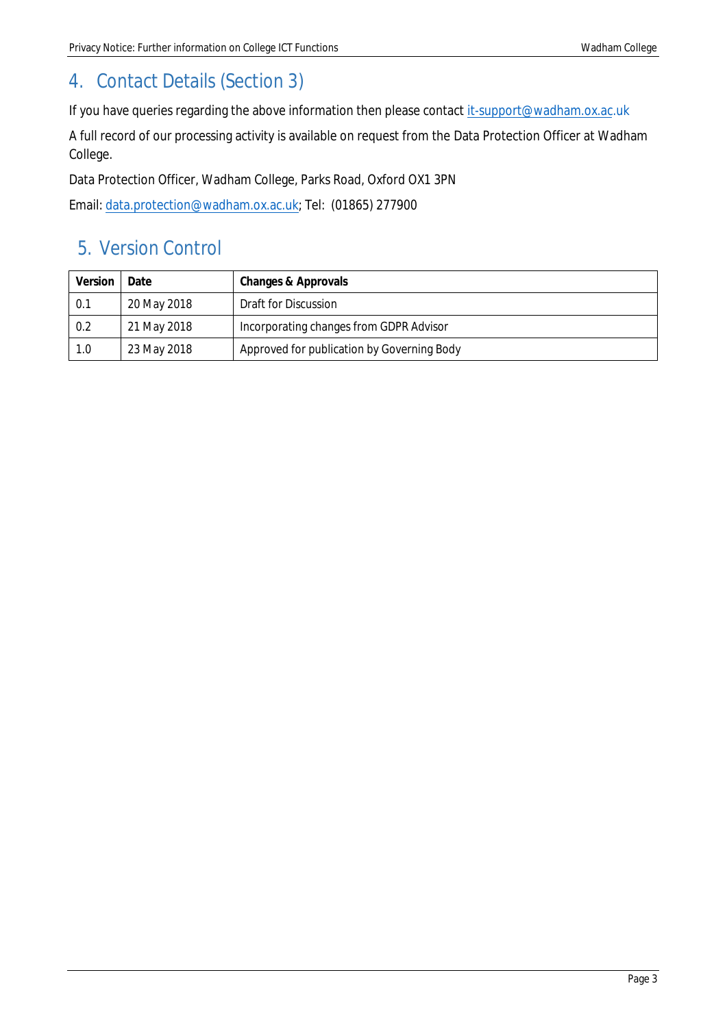## 4. Contact Details (Section 3)

If you have queries regarding the above information then please contact it-support@wadham.ox.ac.uk

A full record of our processing activity is available on request from the Data Protection Officer at Wadham College.

Data Protection Officer, Wadham College, Parks Road, Oxford OX1 3PN

Email: data.protection@wadham.ox.ac.uk; Tel: (01865) 277900

## 5. Version Control

| Version | Date | Changes & Approvals |
|---|---|---|
| 0.1 | 20 May 2018 | Draft for Discussion |
| 0.2 | 21 May 2018 | Incorporating changes from GDPR Advisor |
| 1.0 | 23 May 2018 | Approved for publication by Governing Body |